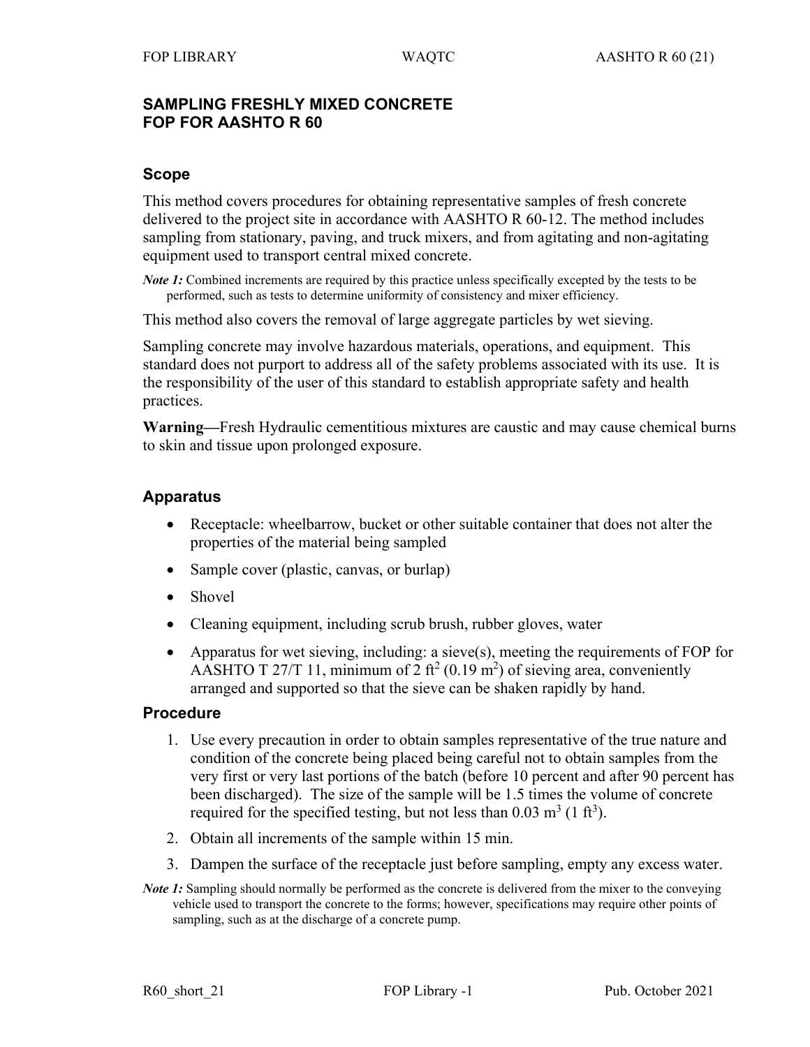# SAMPLING FRESHLY MIXED CONCRETE
# FOP FOR AASHTO R 60

## Scope

This method covers procedures for obtaining representative samples of fresh concrete delivered to the project site in accordance with AASHTO R 60-12. The method includes sampling from stationary, paving, and truck mixers, and from agitating and non-agitating equipment used to transport central mixed concrete.

*Note 1:* Combined increments are required by this practice unless specifically excepted by the tests to be performed, such as tests to determine uniformity of consistency and mixer efficiency.

This method also covers the removal of large aggregate particles by wet sieving.

Sampling concrete may involve hazardous materials, operations, and equipment. This standard does not purport to address all of the safety problems associated with its use. It is the responsibility of the user of this standard to establish appropriate safety and health practices.

**Warning—**Fresh Hydraulic cementitious mixtures are caustic and may cause chemical burns to skin and tissue upon prolonged exposure.

## Apparatus

- Receptacle: wheelbarrow, bucket or other suitable container that does not alter the properties of the material being sampled
- Sample cover (plastic, canvas, or burlap)
- Shovel
- Cleaning equipment, including scrub brush, rubber gloves, water
- Apparatus for wet sieving, including: a sieve(s), meeting the requirements of FOP for AASHTO T 27/T 11, minimum of 2 $ft^2$ (0.19 $m^2$) of sieving area, conveniently arranged and supported so that the sieve can be shaken rapidly by hand.

## Procedure

1. Use every precaution in order to obtain samples representative of the true nature and condition of the concrete being placed being careful not to obtain samples from the very first or very last portions of the batch (before 10 percent and after 90 percent has been discharged). The size of the sample will be 1.5 times the volume of concrete required for the specified testing, but not less than 0.03 $m^3$ (1 $ft^3$).
2. Obtain all increments of the sample within 15 min.
3. Dampen the surface of the receptacle just before sampling, empty any excess water.

*Note 1:* Sampling should normally be performed as the concrete is delivered from the mixer to the conveying vehicle used to transport the concrete to the forms; however, specifications may require other points of sampling, such as at the discharge of a concrete pump.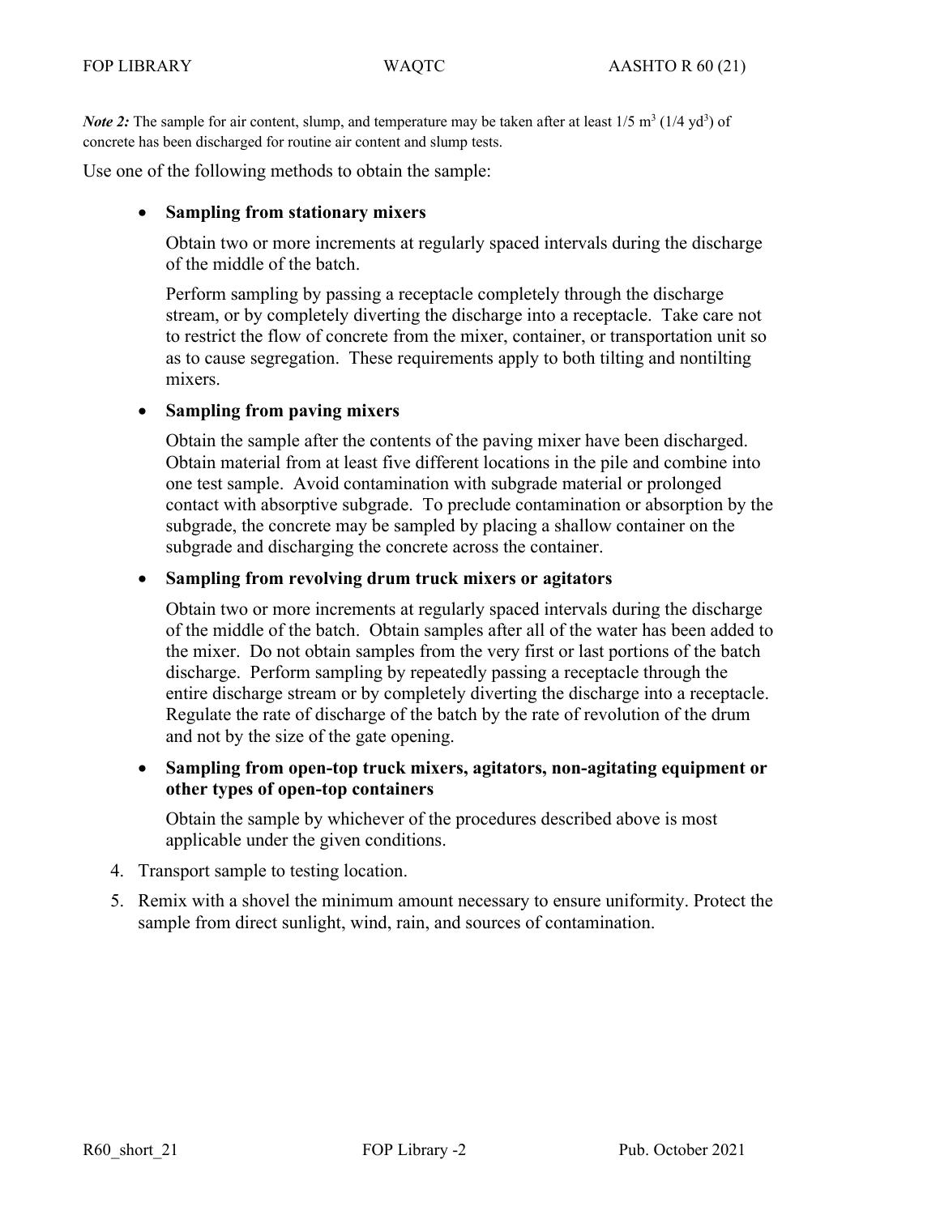***Note 2:*** The sample for air content, slump, and temperature may be taken after at least 1/5 $m^3$ (1/4 $yd^3$) of concrete has been discharged for routine air content and slump tests.

Use one of the following methods to obtain the sample:

- **Sampling from stationary mixers**

  Obtain two or more increments at regularly spaced intervals during the discharge of the middle of the batch.

  Perform sampling by passing a receptacle completely through the discharge stream, or by completely diverting the discharge into a receptacle. Take care not to restrict the flow of concrete from the mixer, container, or transportation unit so as to cause segregation. These requirements apply to both tilting and nontilting mixers.

- **Sampling from paving mixers**

  Obtain the sample after the contents of the paving mixer have been discharged. Obtain material from at least five different locations in the pile and combine into one test sample. Avoid contamination with subgrade material or prolonged contact with absorptive subgrade. To preclude contamination or absorption by the subgrade, the concrete may be sampled by placing a shallow container on the subgrade and discharging the concrete across the container.

- **Sampling from revolving drum truck mixers or agitators**

  Obtain two or more increments at regularly spaced intervals during the discharge of the middle of the batch. Obtain samples after all of the water has been added to the mixer. Do not obtain samples from the very first or last portions of the batch discharge. Perform sampling by repeatedly passing a receptacle through the entire discharge stream or by completely diverting the discharge into a receptacle. Regulate the rate of discharge of the batch by the rate of revolution of the drum and not by the size of the gate opening.

- **Sampling from open-top truck mixers, agitators, non-agitating equipment or other types of open-top containers**

  Obtain the sample by whichever of the procedures described above is most applicable under the given conditions.

4. Transport sample to testing location.
5. Remix with a shovel the minimum amount necessary to ensure uniformity. Protect the sample from direct sunlight, wind, rain, and sources of contamination.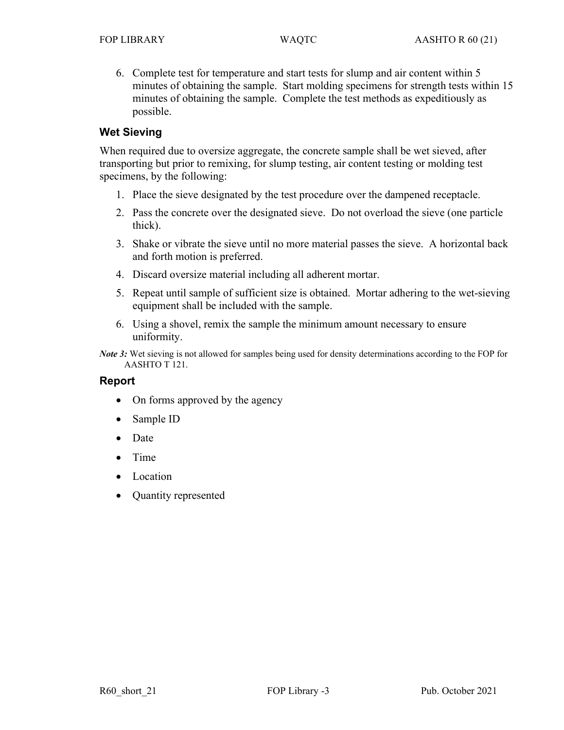6. Complete test for temperature and start tests for slump and air content within 5 minutes of obtaining the sample. Start molding specimens for strength tests within 15 minutes of obtaining the sample. Complete the test methods as expeditiously as possible.

## Wet Sieving

When required due to oversize aggregate, the concrete sample shall be wet sieved, after transporting but prior to remixing, for slump testing, air content testing or molding test specimens, by the following:

1. Place the sieve designated by the test procedure over the dampened receptacle.
2. Pass the concrete over the designated sieve. Do not overload the sieve (one particle thick).
3. Shake or vibrate the sieve until no more material passes the sieve. A horizontal back and forth motion is preferred.
4. Discard oversize material including all adherent mortar.
5. Repeat until sample of sufficient size is obtained. Mortar adhering to the wet-sieving equipment shall be included with the sample.
6. Using a shovel, remix the sample the minimum amount necessary to ensure uniformity.

***Note 3:*** Wet sieving is not allowed for samples being used for density determinations according to the FOP for AASHTO T 121.

## Report

- On forms approved by the agency
- Sample ID
- Date
- Time
- Location
- Quantity represented